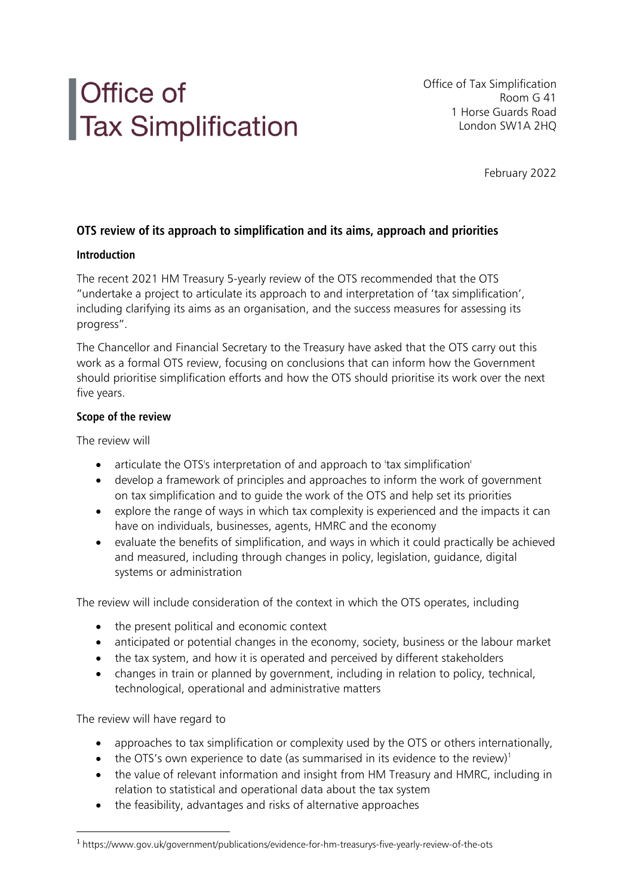# Office of Tax Simplification

Office of Tax Simplification
Room G 41
1 Horse Guards Road
London SW1A 2HQ

February 2022

## OTS review of its approach to simplification and its aims, approach and priorities

### Introduction

The recent 2021 HM Treasury 5-yearly review of the OTS recommended that the OTS "undertake a project to articulate its approach to and interpretation of 'tax simplification', including clarifying its aims as an organisation, and the success measures for assessing its progress".

The Chancellor and Financial Secretary to the Treasury have asked that the OTS carry out this work as a formal OTS review, focusing on conclusions that can inform how the Government should prioritise simplification efforts and how the OTS should prioritise its work over the next five years.

### Scope of the review

The review will

- articulate the OTS's interpretation of and approach to 'tax simplification'
- develop a framework of principles and approaches to inform the work of government on tax simplification and to guide the work of the OTS and help set its priorities
- explore the range of ways in which tax complexity is experienced and the impacts it can have on individuals, businesses, agents, HMRC and the economy
- evaluate the benefits of simplification, and ways in which it could practically be achieved and measured, including through changes in policy, legislation, guidance, digital systems or administration

The review will include consideration of the context in which the OTS operates, including

- the present political and economic context
- anticipated or potential changes in the economy, society, business or the labour market
- the tax system, and how it is operated and perceived by different stakeholders
- changes in train or planned by government, including in relation to policy, technical, technological, operational and administrative matters

The review will have regard to

- approaches to tax simplification or complexity used by the OTS or others internationally,
- the OTS's own experience to date (as summarised in its evidence to the review)[1]
- the value of relevant information and insight from HM Treasury and HMRC, including in relation to statistical and operational data about the tax system
- the feasibility, advantages and risks of alternative approaches

[1] https://www.gov.uk/government/publications/evidence-for-hm-treasurys-five-yearly-review-of-the-ots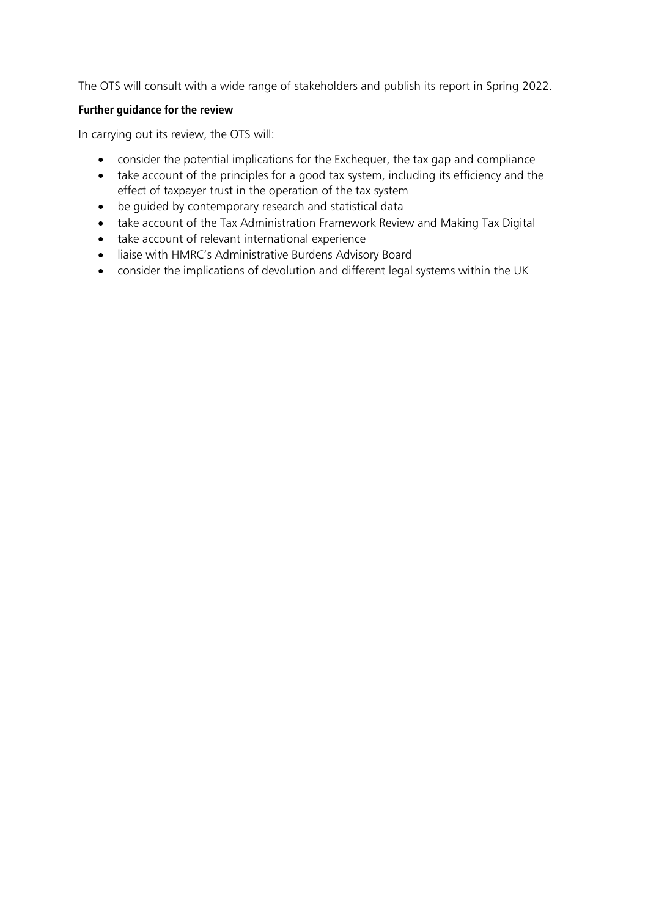The OTS will consult with a wide range of stakeholders and publish its report in Spring 2022.

**Further guidance for the review**

In carrying out its review, the OTS will:

- consider the potential implications for the Exchequer, the tax gap and compliance
- take account of the principles for a good tax system, including its efficiency and the effect of taxpayer trust in the operation of the tax system
- be guided by contemporary research and statistical data
- take account of the Tax Administration Framework Review and Making Tax Digital
- take account of relevant international experience
- liaise with HMRC's Administrative Burdens Advisory Board
- consider the implications of devolution and different legal systems within the UK